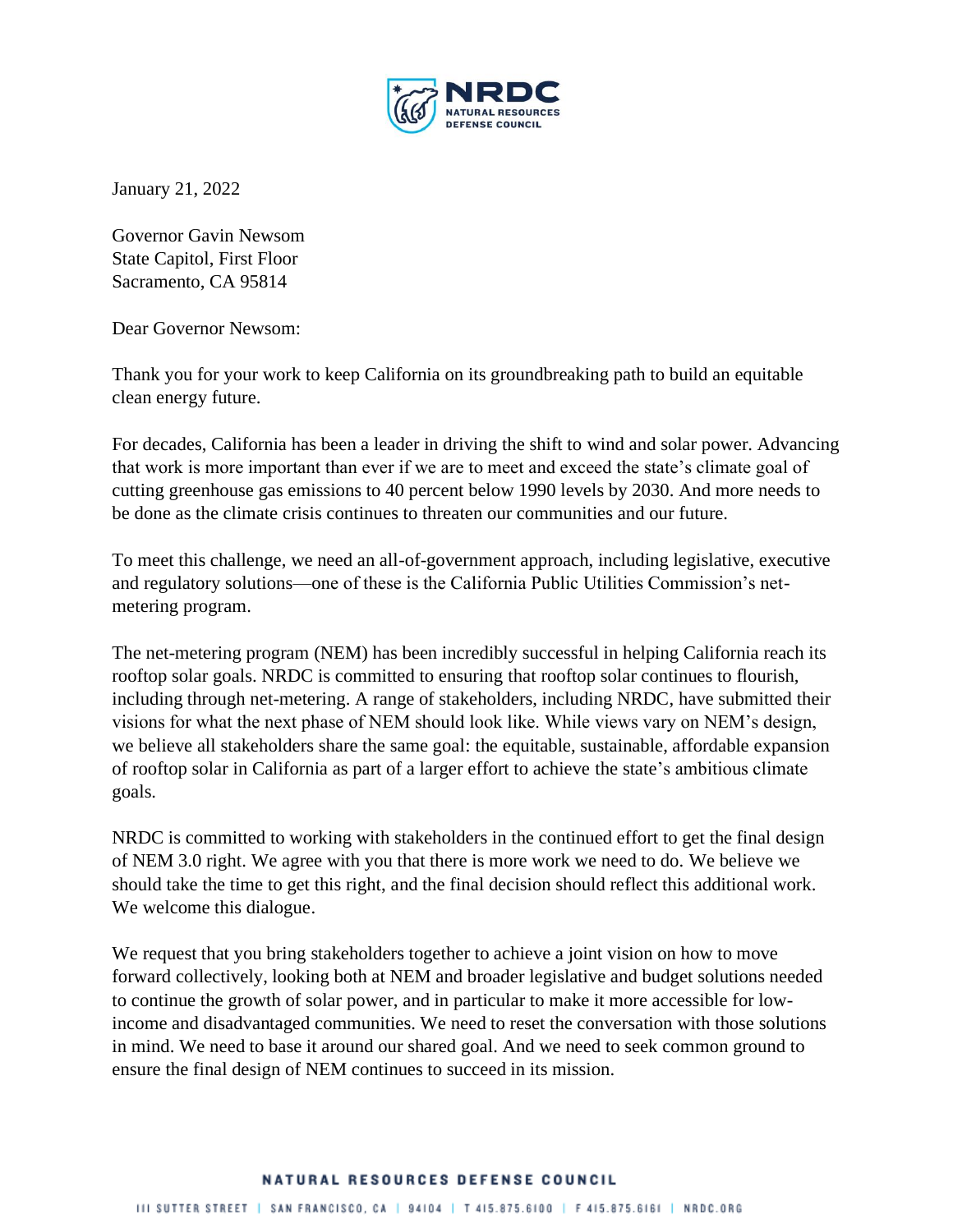January 21, 2022

Governor Gavin Newsom  
State Capitol, First Floor  
Sacramento, CA 95814

Dear Governor Newsom:

Thank you for your work to keep California on its groundbreaking path to build an equitable clean energy future.

For decades, California has been a leader in driving the shift to wind and solar power. Advancing that work is more important than ever if we are to meet and exceed the state's climate goal of cutting greenhouse gas emissions to 40 percent below 1990 levels by 2030. And more needs to be done as the climate crisis continues to threaten our communities and our future.

To meet this challenge, we need an all-of-government approach, including legislative, executive and regulatory solutions—one of these is the California Public Utilities Commission's net-metering program.

The net-metering program (NEM) has been incredibly successful in helping California reach its rooftop solar goals. NRDC is committed to ensuring that rooftop solar continues to flourish, including through net-metering. A range of stakeholders, including NRDC, have submitted their visions for what the next phase of NEM should look like. While views vary on NEM's design, we believe all stakeholders share the same goal: the equitable, sustainable, affordable expansion of rooftop solar in California as part of a larger effort to achieve the state's ambitious climate goals.

NRDC is committed to working with stakeholders in the continued effort to get the final design of NEM 3.0 right. We agree with you that there is more work we need to do. We believe we should take the time to get this right, and the final decision should reflect this additional work. We welcome this dialogue.

We request that you bring stakeholders together to achieve a joint vision on how to move forward collectively, looking both at NEM and broader legislative and budget solutions needed to continue the growth of solar power, and in particular to make it more accessible for low-income and disadvantaged communities. We need to reset the conversation with those solutions in mind. We need to base it around our shared goal. And we need to seek common ground to ensure the final design of NEM continues to succeed in its mission.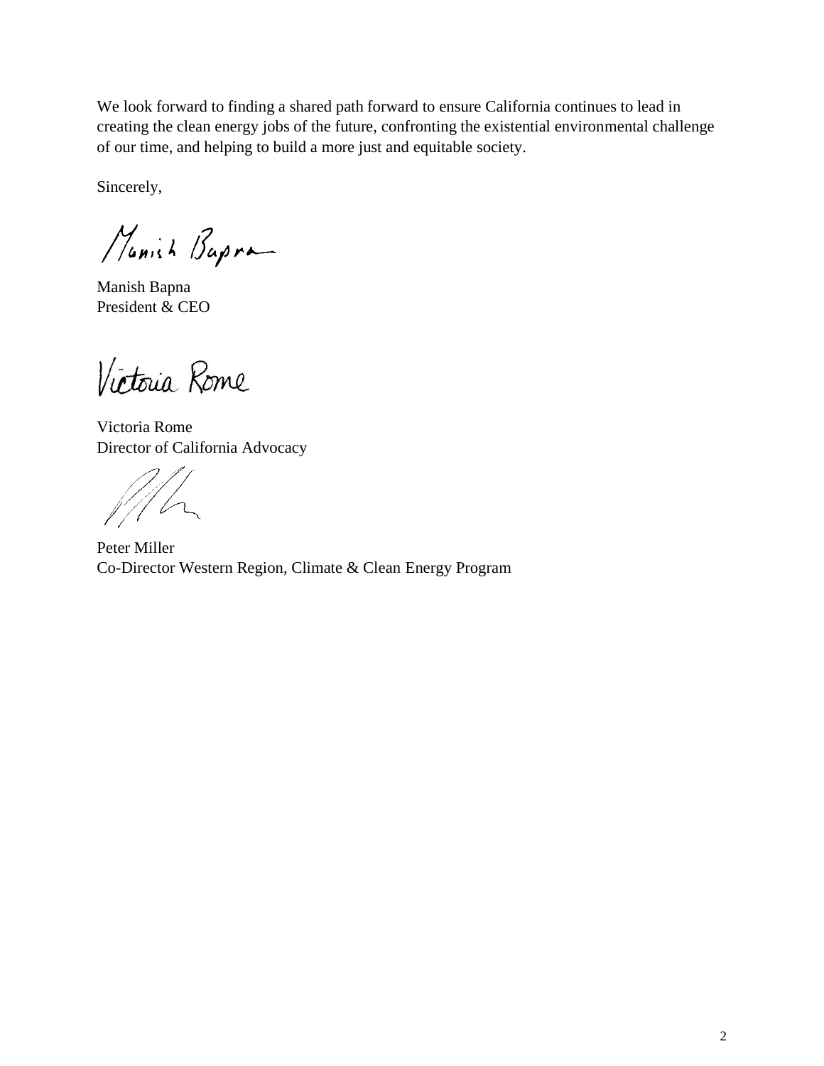We look forward to finding a shared path forward to ensure California continues to lead in creating the clean energy jobs of the future, confronting the existential environmental challenge of our time, and helping to build a more just and equitable society.

Sincerely,

Manish Bapna
President & CEO

Victoria Rome
Director of California Advocacy

Peter Miller
Co-Director Western Region, Climate & Clean Energy Program